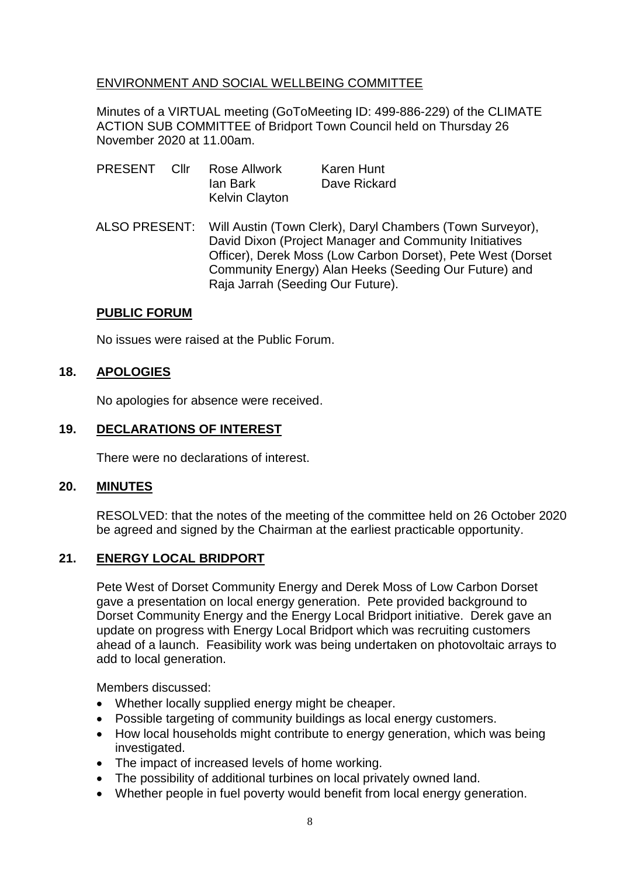ENVIRONMENT AND SOCIAL WELLBEING COMMITTEE

Minutes of a VIRTUAL meeting (GoToMeeting ID: 499-886-229) of the CLIMATE ACTION SUB COMMITTEE of Bridport Town Council held on Thursday 26 November 2020 at 11.00am.

PRESENT Cllr Rose Allwork, Karen Hunt, Ian Bark, Dave Rickard, Kelvin Clayton

ALSO PRESENT: Will Austin (Town Clerk), Daryl Chambers (Town Surveyor), David Dixon (Project Manager and Community Initiatives Officer), Derek Moss (Low Carbon Dorset), Pete West (Dorset Community Energy) Alan Heeks (Seeding Our Future) and Raja Jarrah (Seeding Our Future).

## PUBLIC FORUM

No issues were raised at the Public Forum.

## 18. APOLOGIES

No apologies for absence were received.

## 19. DECLARATIONS OF INTEREST

There were no declarations of interest.

## 20. MINUTES

RESOLVED: that the notes of the meeting of the committee held on 26 October 2020 be agreed and signed by the Chairman at the earliest practicable opportunity.

## 21. ENERGY LOCAL BRIDPORT

Pete West of Dorset Community Energy and Derek Moss of Low Carbon Dorset gave a presentation on local energy generation. Pete provided background to Dorset Community Energy and the Energy Local Bridport initiative. Derek gave an update on progress with Energy Local Bridport which was recruiting customers ahead of a launch. Feasibility work was being undertaken on photovoltaic arrays to add to local generation.

Members discussed:

- Whether locally supplied energy might be cheaper.
- Possible targeting of community buildings as local energy customers.
- How local households might contribute to energy generation, which was being investigated.
- The impact of increased levels of home working.
- The possibility of additional turbines on local privately owned land.
- Whether people in fuel poverty would benefit from local energy generation.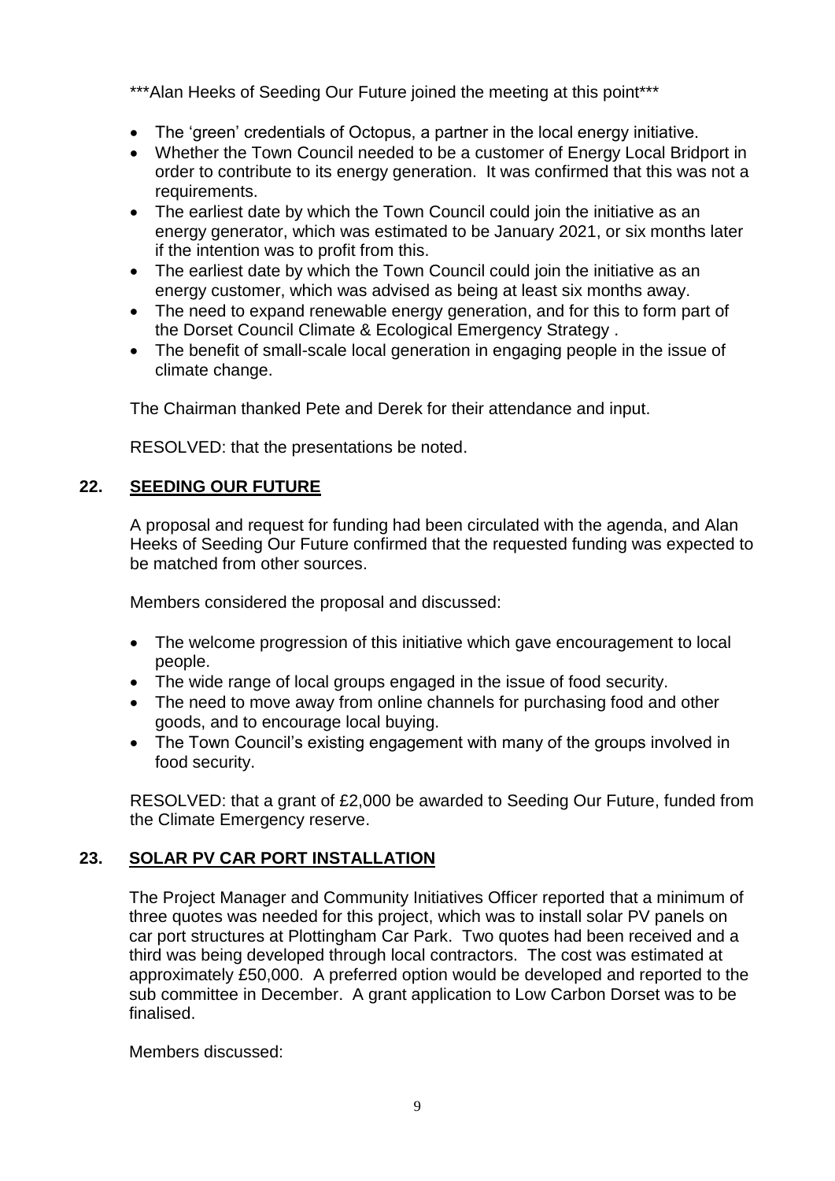\*\*\*Alan Heeks of Seeding Our Future joined the meeting at this point\*\*\*

- The 'green' credentials of Octopus, a partner in the local energy initiative.
- Whether the Town Council needed to be a customer of Energy Local Bridport in order to contribute to its energy generation. It was confirmed that this was not a requirements.
- The earliest date by which the Town Council could join the initiative as an energy generator, which was estimated to be January 2021, or six months later if the intention was to profit from this.
- The earliest date by which the Town Council could join the initiative as an energy customer, which was advised as being at least six months away.
- The need to expand renewable energy generation, and for this to form part of the Dorset Council Climate & Ecological Emergency Strategy .
- The benefit of small-scale local generation in engaging people in the issue of climate change.

The Chairman thanked Pete and Derek for their attendance and input.

RESOLVED: that the presentations be noted.

## 22. SEEDING OUR FUTURE

A proposal and request for funding had been circulated with the agenda, and Alan Heeks of Seeding Our Future confirmed that the requested funding was expected to be matched from other sources.

Members considered the proposal and discussed:

- The welcome progression of this initiative which gave encouragement to local people.
- The wide range of local groups engaged in the issue of food security.
- The need to move away from online channels for purchasing food and other goods, and to encourage local buying.
- The Town Council's existing engagement with many of the groups involved in food security.

RESOLVED: that a grant of £2,000 be awarded to Seeding Our Future, funded from the Climate Emergency reserve.

## 23. SOLAR PV CAR PORT INSTALLATION

The Project Manager and Community Initiatives Officer reported that a minimum of three quotes was needed for this project, which was to install solar PV panels on car port structures at Plottingham Car Park. Two quotes had been received and a third was being developed through local contractors. The cost was estimated at approximately £50,000. A preferred option would be developed and reported to the sub committee in December. A grant application to Low Carbon Dorset was to be finalised.

Members discussed: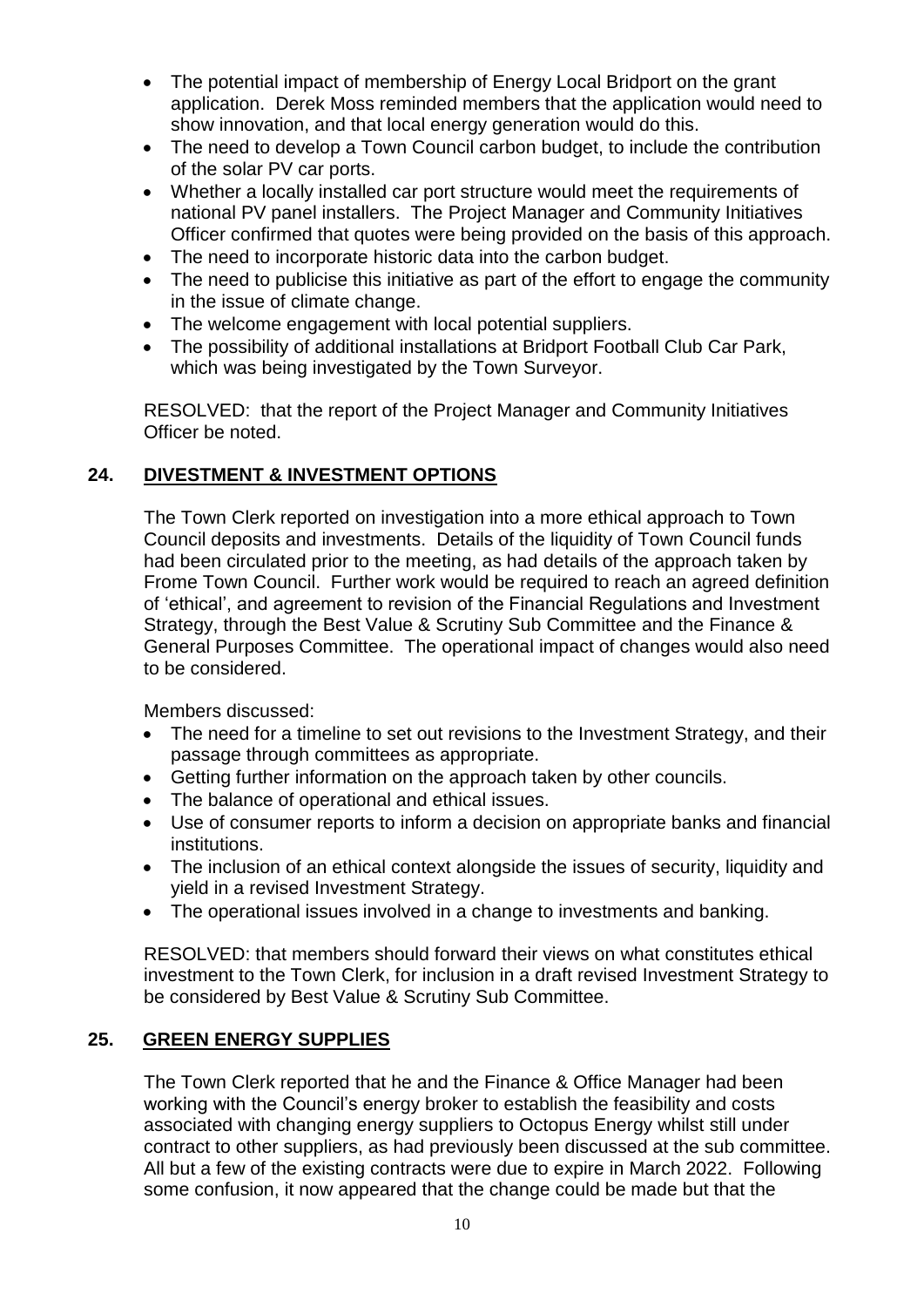- The potential impact of membership of Energy Local Bridport on the grant application. Derek Moss reminded members that the application would need to show innovation, and that local energy generation would do this.
- The need to develop a Town Council carbon budget, to include the contribution of the solar PV car ports.
- Whether a locally installed car port structure would meet the requirements of national PV panel installers. The Project Manager and Community Initiatives Officer confirmed that quotes were being provided on the basis of this approach.
- The need to incorporate historic data into the carbon budget.
- The need to publicise this initiative as part of the effort to engage the community in the issue of climate change.
- The welcome engagement with local potential suppliers.
- The possibility of additional installations at Bridport Football Club Car Park, which was being investigated by the Town Surveyor.

RESOLVED: that the report of the Project Manager and Community Initiatives Officer be noted.

## 24. DIVESTMENT & INVESTMENT OPTIONS

The Town Clerk reported on investigation into a more ethical approach to Town Council deposits and investments. Details of the liquidity of Town Council funds had been circulated prior to the meeting, as had details of the approach taken by Frome Town Council. Further work would be required to reach an agreed definition of 'ethical', and agreement to revision of the Financial Regulations and Investment Strategy, through the Best Value & Scrutiny Sub Committee and the Finance & General Purposes Committee. The operational impact of changes would also need to be considered.

Members discussed:

- The need for a timeline to set out revisions to the Investment Strategy, and their passage through committees as appropriate.
- Getting further information on the approach taken by other councils.
- The balance of operational and ethical issues.
- Use of consumer reports to inform a decision on appropriate banks and financial institutions.
- The inclusion of an ethical context alongside the issues of security, liquidity and yield in a revised Investment Strategy.
- The operational issues involved in a change to investments and banking.

RESOLVED: that members should forward their views on what constitutes ethical investment to the Town Clerk, for inclusion in a draft revised Investment Strategy to be considered by Best Value & Scrutiny Sub Committee.

## 25. GREEN ENERGY SUPPLIES

The Town Clerk reported that he and the Finance & Office Manager had been working with the Council's energy broker to establish the feasibility and costs associated with changing energy suppliers to Octopus Energy whilst still under contract to other suppliers, as had previously been discussed at the sub committee. All but a few of the existing contracts were due to expire in March 2022. Following some confusion, it now appeared that the change could be made but that the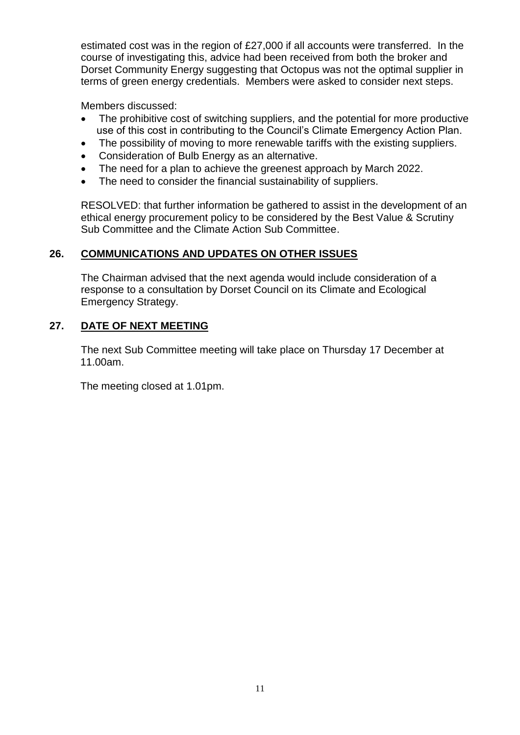estimated cost was in the region of £27,000 if all accounts were transferred. In the course of investigating this, advice had been received from both the broker and Dorset Community Energy suggesting that Octopus was not the optimal supplier in terms of green energy credentials. Members were asked to consider next steps.

Members discussed:

- The prohibitive cost of switching suppliers, and the potential for more productive use of this cost in contributing to the Council's Climate Emergency Action Plan.
- The possibility of moving to more renewable tariffs with the existing suppliers.
- Consideration of Bulb Energy as an alternative.
- The need for a plan to achieve the greenest approach by March 2022.
- The need to consider the financial sustainability of suppliers.

RESOLVED: that further information be gathered to assist in the development of an ethical energy procurement policy to be considered by the Best Value & Scrutiny Sub Committee and the Climate Action Sub Committee.

## 26. COMMUNICATIONS AND UPDATES ON OTHER ISSUES

The Chairman advised that the next agenda would include consideration of a response to a consultation by Dorset Council on its Climate and Ecological Emergency Strategy.

## 27. DATE OF NEXT MEETING

The next Sub Committee meeting will take place on Thursday 17 December at 11.00am.

The meeting closed at 1.01pm.